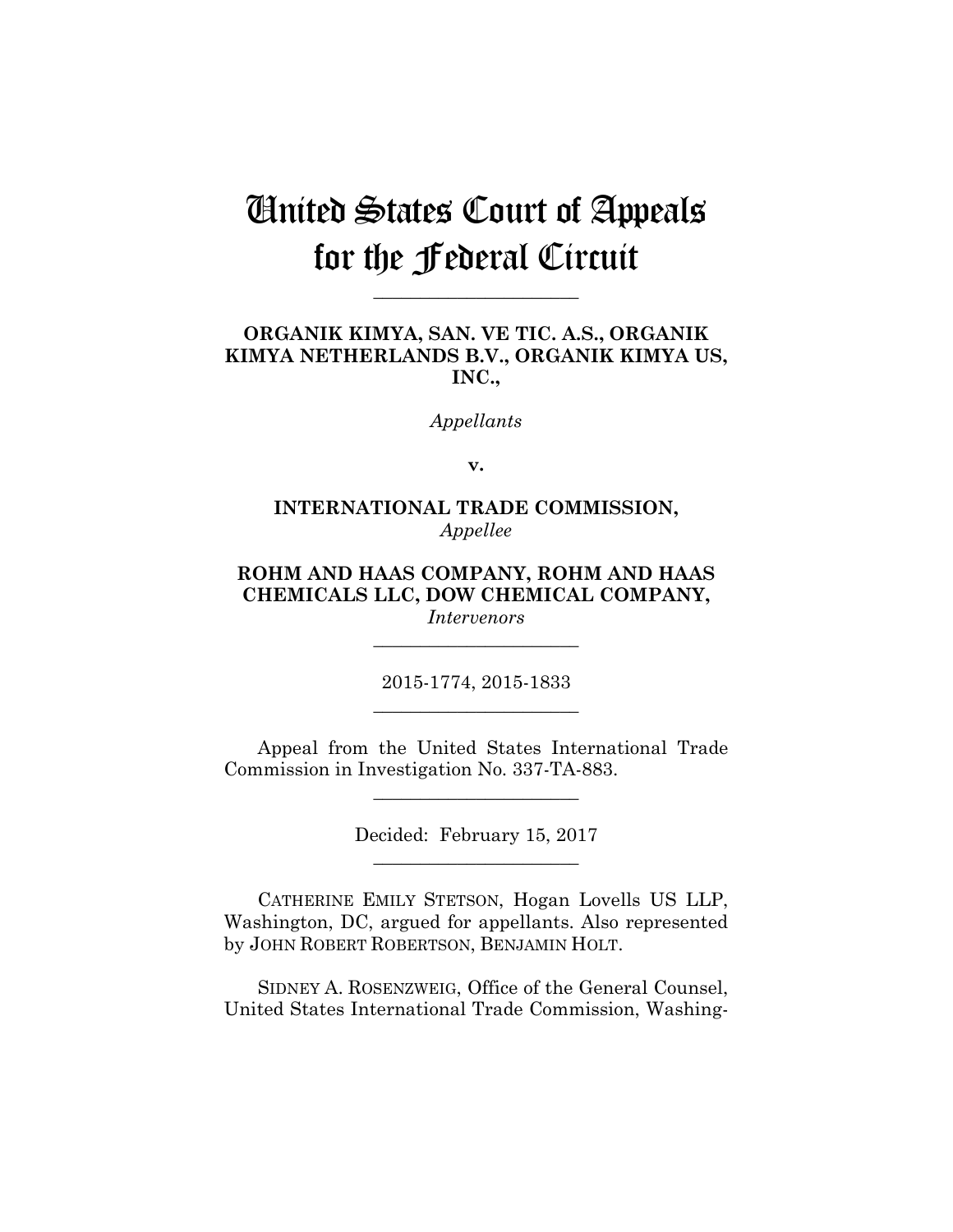# United States Court of Appeals for the Federal Circuit

---

**ORGANIK KIMYA, SAN. VE TIC. A.S., ORGANIK KIMYA NETHERLANDS B.V., ORGANIK KIMYA US, INC.,**

*Appellants*

**v.**

**INTERNATIONAL TRADE COMMISSION,**
*Appellee*

**ROHM AND HAAS COMPANY, ROHM AND HAAS CHEMICALS LLC, DOW CHEMICAL COMPANY,**
*Intervenors*

---

2015-1774, 2015-1833

---

Appeal from the United States International Trade Commission in Investigation No. 337-TA-883.

---

Decided: February 15, 2017

---

CATHERINE EMILY STETSON, Hogan Lovells US LLP, Washington, DC, argued for appellants. Also represented by JOHN ROBERT ROBERTSON, BENJAMIN HOLT.

SIDNEY A. ROSENZWEIG, Office of the General Counsel, United States International Trade Commission, Washing-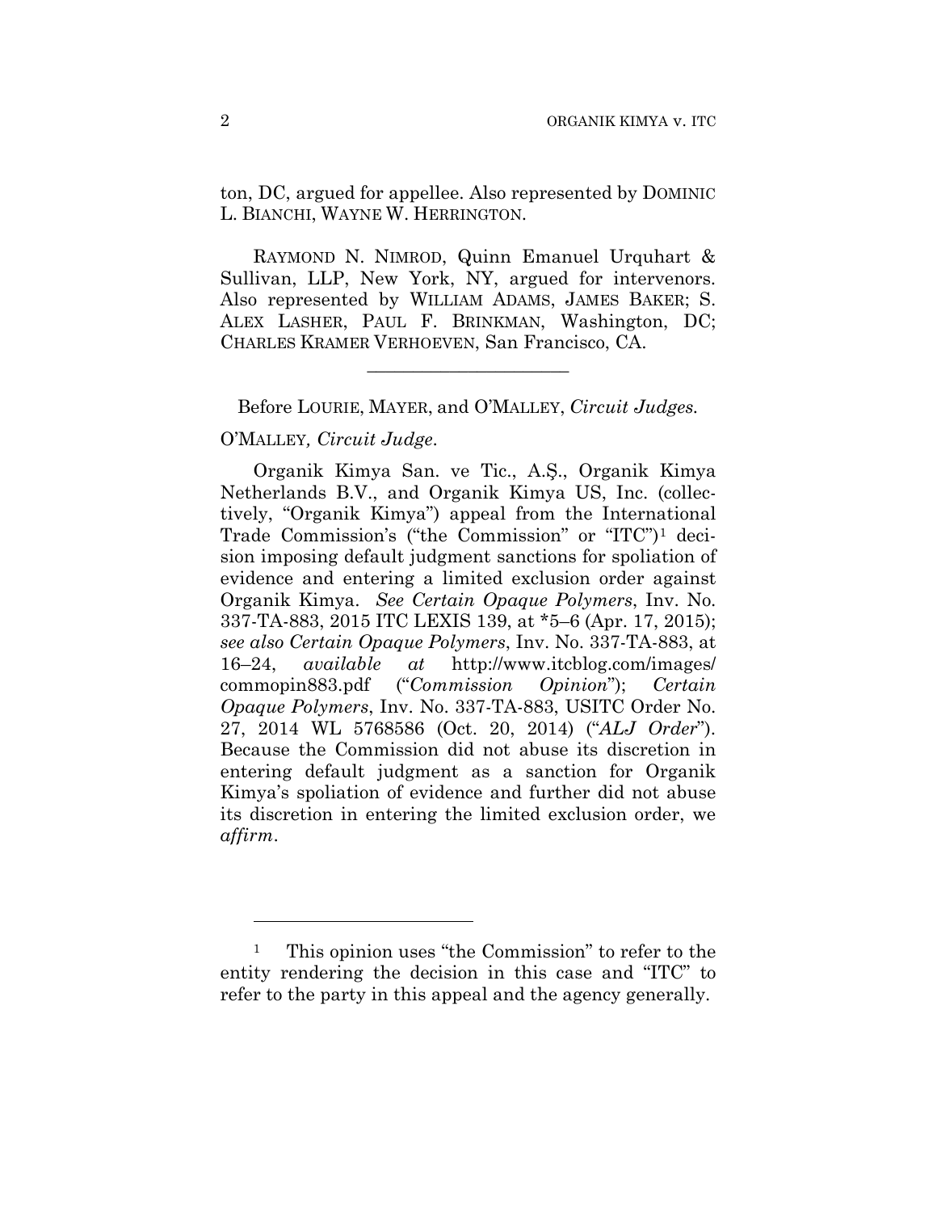ton, DC, argued for appellee. Also represented by DOMINIC L. BIANCHI, WAYNE W. HERRINGTON.

RAYMOND N. NIMROD, Quinn Emanuel Urquhart & Sullivan, LLP, New York, NY, argued for intervenors. Also represented by WILLIAM ADAMS, JAMES BAKER; S. ALEX LASHER, PAUL F. BRINKMAN, Washington, DC; CHARLES KRAMER VERHOEVEN, San Francisco, CA.

---

Before LOURIE, MAYER, and O'MALLEY, *Circuit Judges.*

O'MALLEY*, Circuit Judge.*

Organik Kimya San. ve Tic., A.Ş., Organik Kimya Netherlands B.V., and Organik Kimya US, Inc. (collectively, "Organik Kimya") appeal from the International Trade Commission's ("the Commission" or "ITC")[1] decision imposing default judgment sanctions for spoliation of evidence and entering a limited exclusion order against Organik Kimya. *See Certain Opaque Polymers*, Inv. No. 337-TA-883, 2015 ITC LEXIS 139, at *5–6 (Apr. 17, 2015); *see also Certain Opaque Polymers*, Inv. No. 337-TA-883, at 16–24, *available at* http://www.itcblog.com/images/commopin883.pdf ("*Commission Opinion*"); *Certain Opaque Polymers*, Inv. No. 337-TA-883, USITC Order No. 27, 2014 WL 5768586 (Oct. 20, 2014) ("*ALJ Order*"). Because the Commission did not abuse its discretion in entering default judgment as a sanction for Organik Kimya's spoliation of evidence and further did not abuse its discretion in entering the limited exclusion order, we *affirm*.

---

[1] This opinion uses "the Commission" to refer to the entity rendering the decision in this case and "ITC" to refer to the party in this appeal and the agency generally.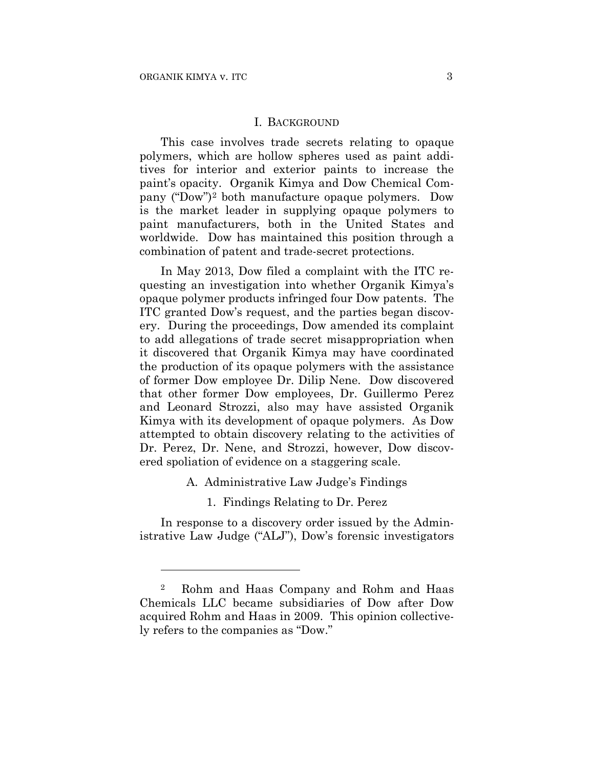## I. BACKGROUND

This case involves trade secrets relating to opaque polymers, which are hollow spheres used as paint additives for interior and exterior paints to increase the paint's opacity. Organik Kimya and Dow Chemical Company ("Dow")[2] both manufacture opaque polymers. Dow is the market leader in supplying opaque polymers to paint manufacturers, both in the United States and worldwide. Dow has maintained this position through a combination of patent and trade-secret protections.

In May 2013, Dow filed a complaint with the ITC requesting an investigation into whether Organik Kimya's opaque polymer products infringed four Dow patents. The ITC granted Dow's request, and the parties began discovery. During the proceedings, Dow amended its complaint to add allegations of trade secret misappropriation when it discovered that Organik Kimya may have coordinated the production of its opaque polymers with the assistance of former Dow employee Dr. Dilip Nene. Dow discovered that other former Dow employees, Dr. Guillermo Perez and Leonard Strozzi, also may have assisted Organik Kimya with its development of opaque polymers. As Dow attempted to obtain discovery relating to the activities of Dr. Perez, Dr. Nene, and Strozzi, however, Dow discovered spoliation of evidence on a staggering scale.

### A. Administrative Law Judge's Findings

#### 1. Findings Relating to Dr. Perez

In response to a discovery order issued by the Administrative Law Judge ("ALJ"), Dow's forensic investigators

---

[2] Rohm and Haas Company and Rohm and Haas Chemicals LLC became subsidiaries of Dow after Dow acquired Rohm and Haas in 2009. This opinion collectively refers to the companies as "Dow."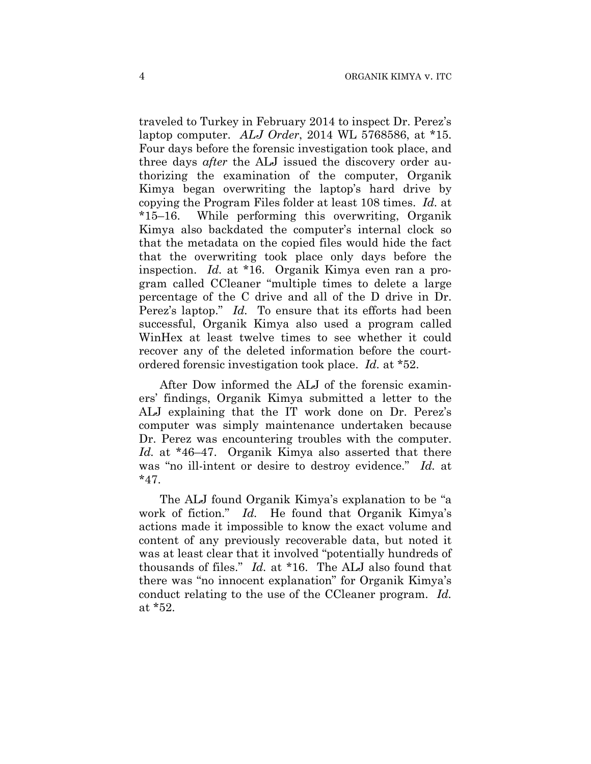traveled to Turkey in February 2014 to inspect Dr. Perez's laptop computer. *ALJ Order*, 2014 WL 5768586, at *15. Four days before the forensic investigation took place, and three days *after* the ALJ issued the discovery order authorizing the examination of the computer, Organik Kimya began overwriting the laptop's hard drive by copying the Program Files folder at least 108 times. *Id.* at *15–16. While performing this overwriting, Organik Kimya also backdated the computer's internal clock so that the metadata on the copied files would hide the fact that the overwriting took place only days before the inspection. *Id.* at *16. Organik Kimya even ran a program called CCleaner "multiple times to delete a large percentage of the C drive and all of the D drive in Dr. Perez's laptop." *Id.* To ensure that its efforts had been successful, Organik Kimya also used a program called WinHex at least twelve times to see whether it could recover any of the deleted information before the court-ordered forensic investigation took place. *Id.* at *52.

After Dow informed the ALJ of the forensic examiners' findings, Organik Kimya submitted a letter to the ALJ explaining that the IT work done on Dr. Perez's computer was simply maintenance undertaken because Dr. Perez was encountering troubles with the computer. *Id.* at *46–47. Organik Kimya also asserted that there was "no ill-intent or desire to destroy evidence." *Id.* at *47.

The ALJ found Organik Kimya's explanation to be "a work of fiction." *Id.* He found that Organik Kimya's actions made it impossible to know the exact volume and content of any previously recoverable data, but noted it was at least clear that it involved "potentially hundreds of thousands of files." *Id.* at *16. The ALJ also found that there was "no innocent explanation" for Organik Kimya's conduct relating to the use of the CCleaner program. *Id.* at *52.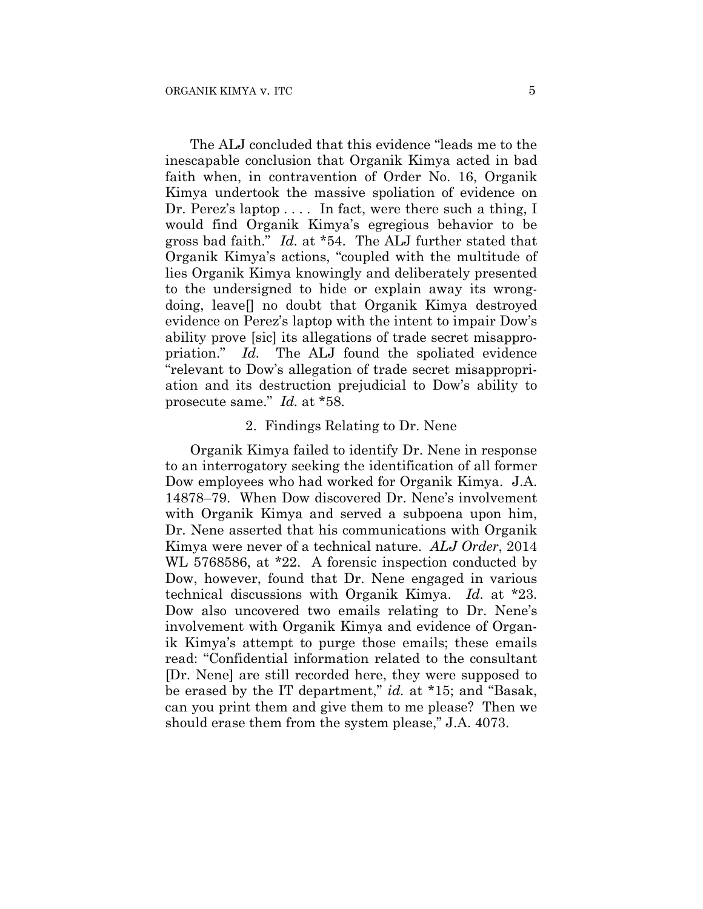The ALJ concluded that this evidence "leads me to the inescapable conclusion that Organik Kimya acted in bad faith when, in contravention of Order No. 16, Organik Kimya undertook the massive spoliation of evidence on Dr. Perez's laptop . . . . In fact, were there such a thing, I would find Organik Kimya's egregious behavior to be gross bad faith." *Id.* at *54. The ALJ further stated that Organik Kimya's actions, "coupled with the multitude of lies Organik Kimya knowingly and deliberately presented to the undersigned to hide or explain away its wrongdoing, leave[] no doubt that Organik Kimya destroyed evidence on Perez's laptop with the intent to impair Dow's ability prove [sic] its allegations of trade secret misappropriation." *Id.* The ALJ found the spoliated evidence "relevant to Dow's allegation of trade secret misappropriation and its destruction prejudicial to Dow's ability to prosecute same." *Id.* at *58.

2. Findings Relating to Dr. Nene

Organik Kimya failed to identify Dr. Nene in response to an interrogatory seeking the identification of all former Dow employees who had worked for Organik Kimya. J.A. 14878–79. When Dow discovered Dr. Nene's involvement with Organik Kimya and served a subpoena upon him, Dr. Nene asserted that his communications with Organik Kimya were never of a technical nature. *ALJ Order*, 2014 WL 5768586, at *22. A forensic inspection conducted by Dow, however, found that Dr. Nene engaged in various technical discussions with Organik Kimya. *Id.* at *23. Dow also uncovered two emails relating to Dr. Nene's involvement with Organik Kimya and evidence of Organik Kimya's attempt to purge those emails; these emails read: "Confidential information related to the consultant [Dr. Nene] are still recorded here, they were supposed to be erased by the IT department," *id.* at *15; and "Basak, can you print them and give them to me please? Then we should erase them from the system please," J.A. 4073.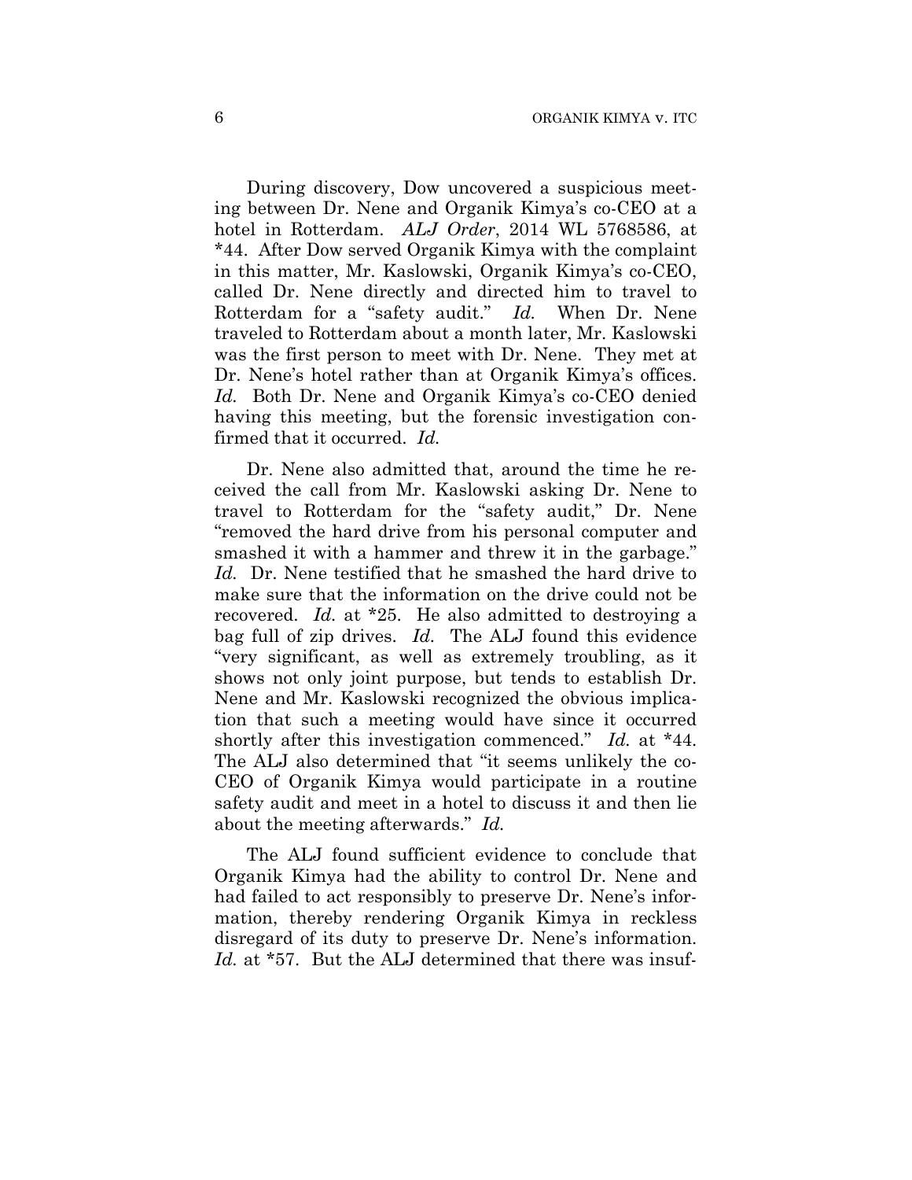During discovery, Dow uncovered a suspicious meeting between Dr. Nene and Organik Kimya's co-CEO at a hotel in Rotterdam. *ALJ Order*, 2014 WL 5768586, at *44. After Dow served Organik Kimya with the complaint in this matter, Mr. Kaslowski, Organik Kimya's co-CEO, called Dr. Nene directly and directed him to travel to Rotterdam for a "safety audit." *Id.* When Dr. Nene traveled to Rotterdam about a month later, Mr. Kaslowski was the first person to meet with Dr. Nene. They met at Dr. Nene's hotel rather than at Organik Kimya's offices. *Id.* Both Dr. Nene and Organik Kimya's co-CEO denied having this meeting, but the forensic investigation confirmed that it occurred. *Id.*

Dr. Nene also admitted that, around the time he received the call from Mr. Kaslowski asking Dr. Nene to travel to Rotterdam for the "safety audit," Dr. Nene "removed the hard drive from his personal computer and smashed it with a hammer and threw it in the garbage." *Id.* Dr. Nene testified that he smashed the hard drive to make sure that the information on the drive could not be recovered. *Id.* at *25. He also admitted to destroying a bag full of zip drives. *Id.* The ALJ found this evidence "very significant, as well as extremely troubling, as it shows not only joint purpose, but tends to establish Dr. Nene and Mr. Kaslowski recognized the obvious implication that such a meeting would have since it occurred shortly after this investigation commenced." *Id.* at *44. The ALJ also determined that "it seems unlikely the co-CEO of Organik Kimya would participate in a routine safety audit and meet in a hotel to discuss it and then lie about the meeting afterwards." *Id.*

The ALJ found sufficient evidence to conclude that Organik Kimya had the ability to control Dr. Nene and had failed to act responsibly to preserve Dr. Nene's information, thereby rendering Organik Kimya in reckless disregard of its duty to preserve Dr. Nene's information. *Id.* at *57. But the ALJ determined that there was insuf-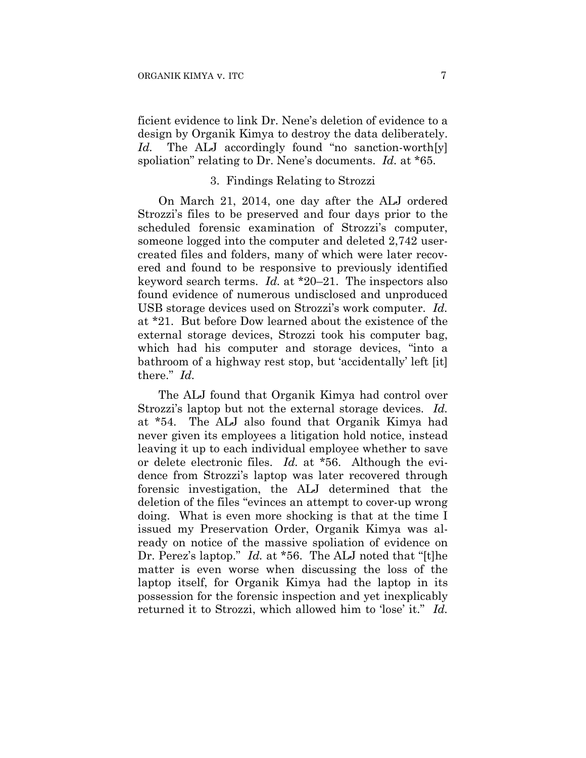ficient evidence to link Dr. Nene's deletion of evidence to a design by Organik Kimya to destroy the data deliberately. *Id.* The ALJ accordingly found "no sanction-worth[y] spoliation" relating to Dr. Nene's documents. *Id.* at *65.

### 3. Findings Relating to Strozzi

On March 21, 2014, one day after the ALJ ordered Strozzi's files to be preserved and four days prior to the scheduled forensic examination of Strozzi's computer, someone logged into the computer and deleted 2,742 user-created files and folders, many of which were later recovered and found to be responsive to previously identified keyword search terms. *Id.* at *20–21. The inspectors also found evidence of numerous undisclosed and unproduced USB storage devices used on Strozzi's work computer. *Id.* at *21. But before Dow learned about the existence of the external storage devices, Strozzi took his computer bag, which had his computer and storage devices, "into a bathroom of a highway rest stop, but 'accidentally' left [it] there." *Id.*

The ALJ found that Organik Kimya had control over Strozzi's laptop but not the external storage devices. *Id.* at *54. The ALJ also found that Organik Kimya had never given its employees a litigation hold notice, instead leaving it up to each individual employee whether to save or delete electronic files. *Id.* at *56. Although the evidence from Strozzi's laptop was later recovered through forensic investigation, the ALJ determined that the deletion of the files "evinces an attempt to cover-up wrong doing. What is even more shocking is that at the time I issued my Preservation Order, Organik Kimya was already on notice of the massive spoliation of evidence on Dr. Perez's laptop." *Id.* at *56. The ALJ noted that "[t]he matter is even worse when discussing the loss of the laptop itself, for Organik Kimya had the laptop in its possession for the forensic inspection and yet inexplicably returned it to Strozzi, which allowed him to 'lose' it." *Id.*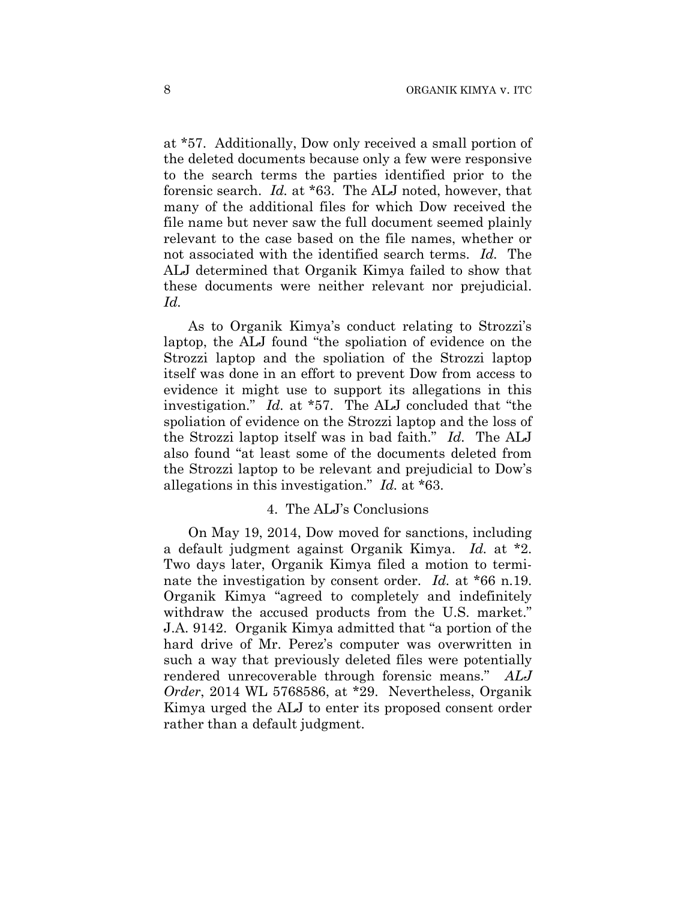at *57. Additionally, Dow only received a small portion of the deleted documents because only a few were responsive to the search terms the parties identified prior to the forensic search. *Id.* at *63. The ALJ noted, however, that many of the additional files for which Dow received the file name but never saw the full document seemed plainly relevant to the case based on the file names, whether or not associated with the identified search terms. *Id.* The ALJ determined that Organik Kimya failed to show that these documents were neither relevant nor prejudicial. *Id.*

As to Organik Kimya's conduct relating to Strozzi's laptop, the ALJ found "the spoliation of evidence on the Strozzi laptop and the spoliation of the Strozzi laptop itself was done in an effort to prevent Dow from access to evidence it might use to support its allegations in this investigation." *Id.* at *57. The ALJ concluded that "the spoliation of evidence on the Strozzi laptop and the loss of the Strozzi laptop itself was in bad faith." *Id.* The ALJ also found "at least some of the documents deleted from the Strozzi laptop to be relevant and prejudicial to Dow's allegations in this investigation." *Id.* at *63.

4. The ALJ's Conclusions

On May 19, 2014, Dow moved for sanctions, including a default judgment against Organik Kimya. *Id.* at *2. Two days later, Organik Kimya filed a motion to terminate the investigation by consent order. *Id.* at *66 n.19. Organik Kimya "agreed to completely and indefinitely withdraw the accused products from the U.S. market." J.A. 9142. Organik Kimya admitted that "a portion of the hard drive of Mr. Perez's computer was overwritten in such a way that previously deleted files were potentially rendered unrecoverable through forensic means." *ALJ Order*, 2014 WL 5768586, at *29. Nevertheless, Organik Kimya urged the ALJ to enter its proposed consent order rather than a default judgment.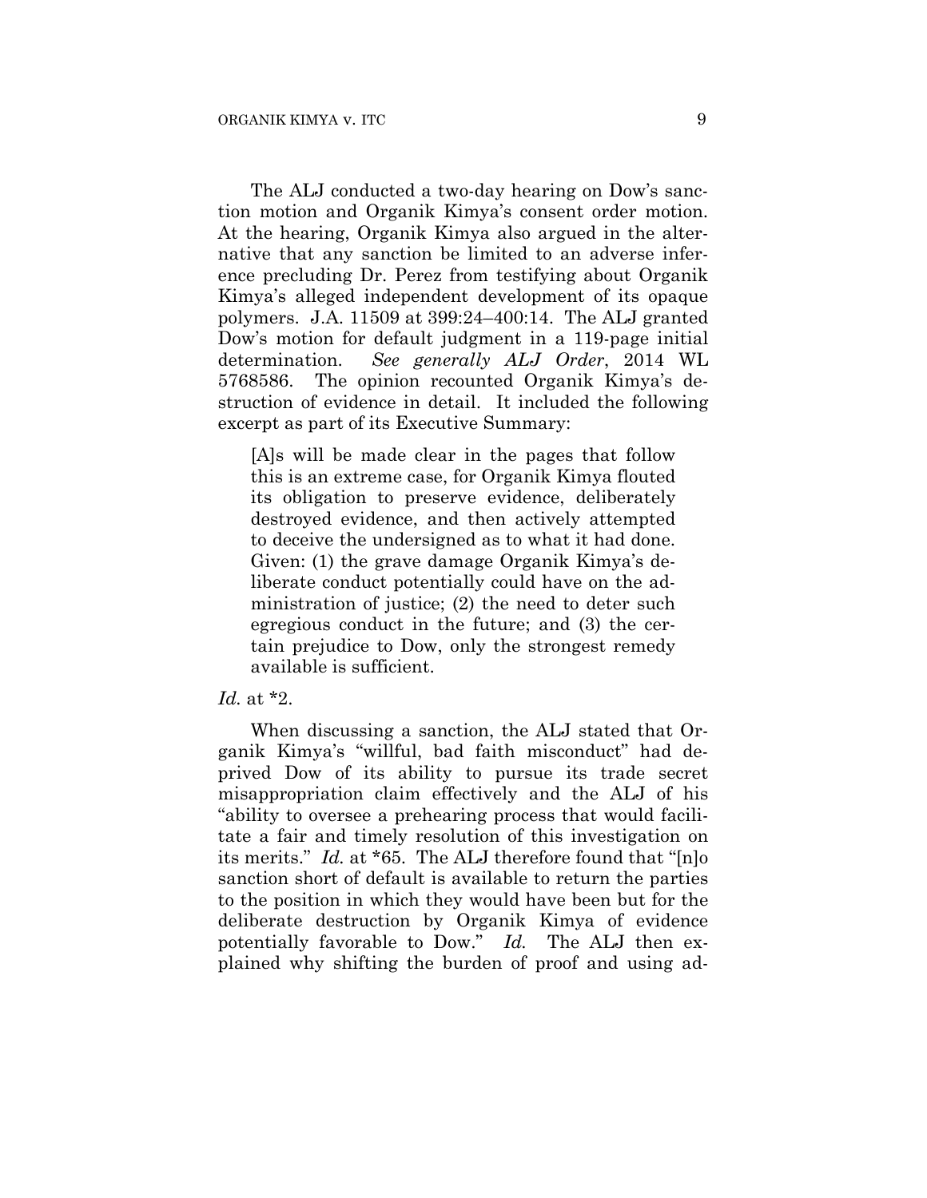The ALJ conducted a two-day hearing on Dow's sanction motion and Organik Kimya's consent order motion. At the hearing, Organik Kimya also argued in the alternative that any sanction be limited to an adverse inference precluding Dr. Perez from testifying about Organik Kimya's alleged independent development of its opaque polymers. J.A. 11509 at 399:24–400:14. The ALJ granted Dow's motion for default judgment in a 119-page initial determination. *See generally ALJ Order*, 2014 WL 5768586. The opinion recounted Organik Kimya's destruction of evidence in detail. It included the following excerpt as part of its Executive Summary:

> [A]s will be made clear in the pages that follow this is an extreme case, for Organik Kimya flouted its obligation to preserve evidence, deliberately destroyed evidence, and then actively attempted to deceive the undersigned as to what it had done. Given: (1) the grave damage Organik Kimya's deliberate conduct potentially could have on the administration of justice; (2) the need to deter such egregious conduct in the future; and (3) the certain prejudice to Dow, only the strongest remedy available is sufficient.

*Id.* at *2.

When discussing a sanction, the ALJ stated that Organik Kimya's "willful, bad faith misconduct" had deprived Dow of its ability to pursue its trade secret misappropriation claim effectively and the ALJ of his "ability to oversee a prehearing process that would facilitate a fair and timely resolution of this investigation on its merits." *Id.* at *65. The ALJ therefore found that "[n]o sanction short of default is available to return the parties to the position in which they would have been but for the deliberate destruction by Organik Kimya of evidence potentially favorable to Dow." *Id.* The ALJ then explained why shifting the burden of proof and using ad-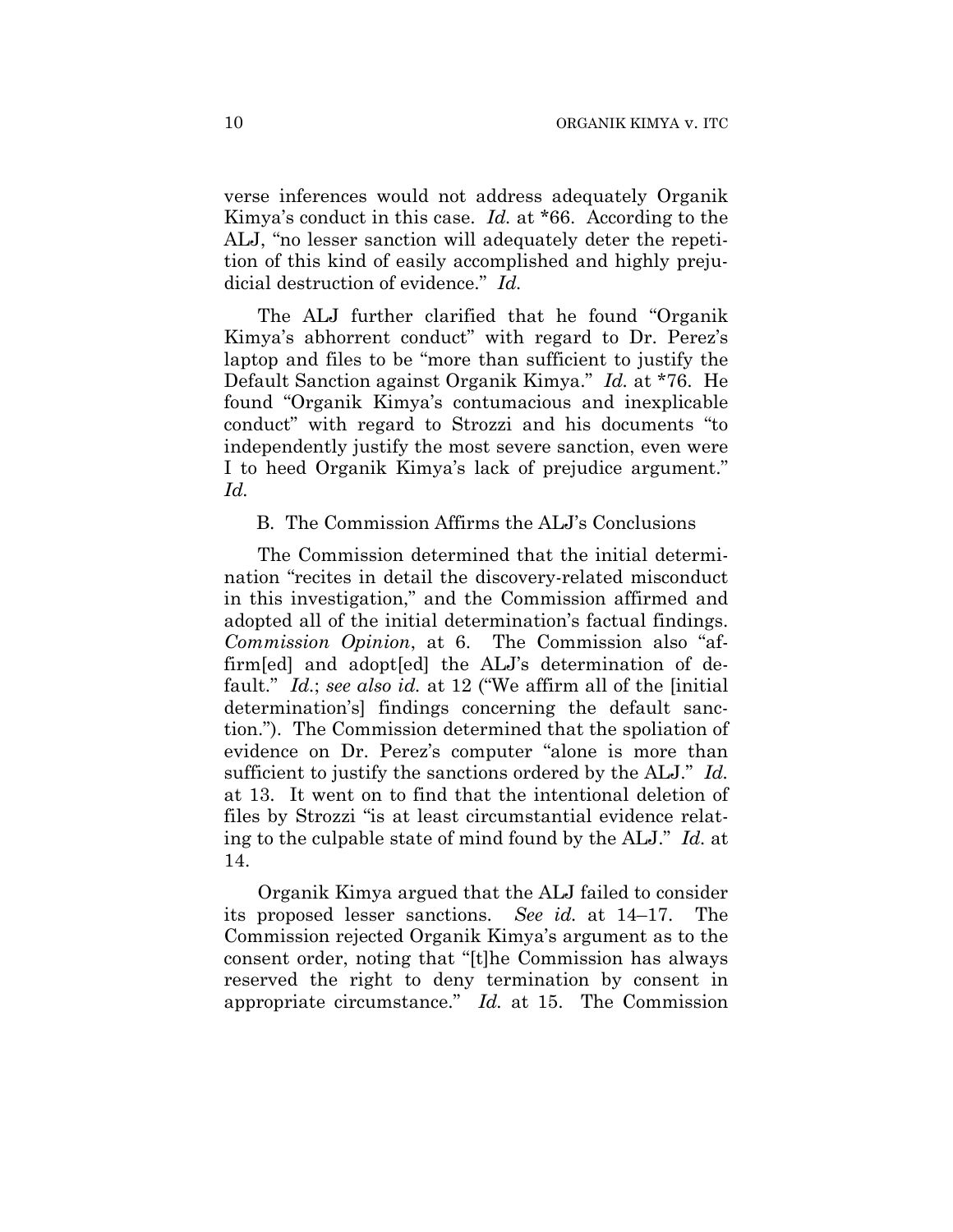verse inferences would not address adequately Organik Kimya's conduct in this case. *Id.* at *66. According to the ALJ, "no lesser sanction will adequately deter the repetition of this kind of easily accomplished and highly prejudicial destruction of evidence." *Id.*

The ALJ further clarified that he found "Organik Kimya's abhorrent conduct" with regard to Dr. Perez's laptop and files to be "more than sufficient to justify the Default Sanction against Organik Kimya." *Id.* at *76. He found "Organik Kimya's contumacious and inexplicable conduct" with regard to Strozzi and his documents "to independently justify the most severe sanction, even were I to heed Organik Kimya's lack of prejudice argument." *Id.*

B. The Commission Affirms the ALJ's Conclusions

The Commission determined that the initial determination "recites in detail the discovery-related misconduct in this investigation," and the Commission affirmed and adopted all of the initial determination's factual findings. *Commission Opinion*, at 6. The Commission also "affirm[ed] and adopt[ed] the ALJ's determination of default." *Id.*; *see also id.* at 12 ("We affirm all of the [initial determination's] findings concerning the default sanction."). The Commission determined that the spoliation of evidence on Dr. Perez's computer "alone is more than sufficient to justify the sanctions ordered by the ALJ." *Id.* at 13. It went on to find that the intentional deletion of files by Strozzi "is at least circumstantial evidence relating to the culpable state of mind found by the ALJ." *Id.* at 14.

Organik Kimya argued that the ALJ failed to consider its proposed lesser sanctions. *See id.* at 14–17. The Commission rejected Organik Kimya's argument as to the consent order, noting that "[t]he Commission has always reserved the right to deny termination by consent in appropriate circumstance." *Id.* at 15. The Commission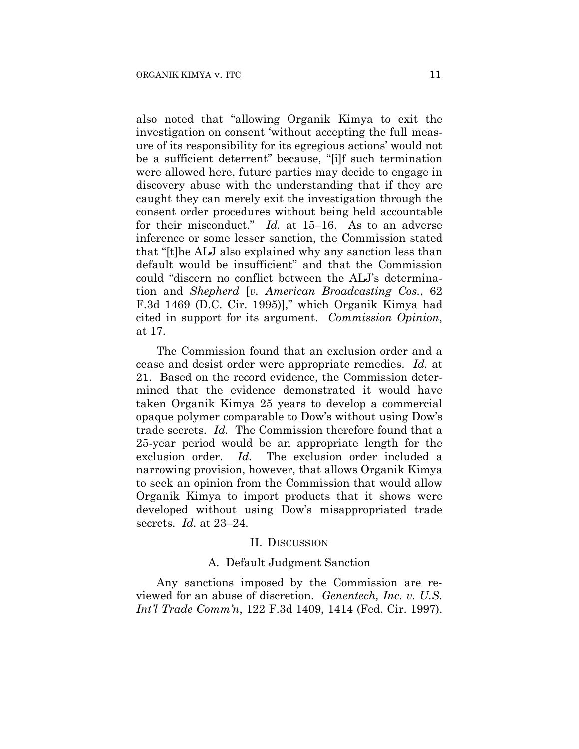also noted that "allowing Organik Kimya to exit the investigation on consent 'without accepting the full measure of its responsibility for its egregious actions' would not be a sufficient deterrent" because, "[i]f such termination were allowed here, future parties may decide to engage in discovery abuse with the understanding that if they are caught they can merely exit the investigation through the consent order procedures without being held accountable for their misconduct." *Id.* at 15–16. As to an adverse inference or some lesser sanction, the Commission stated that "[t]he ALJ also explained why any sanction less than default would be insufficient" and that the Commission could "discern no conflict between the ALJ's determination and *Shepherd* [*v. American Broadcasting Cos.*, 62 F.3d 1469 (D.C. Cir. 1995)]," which Organik Kimya had cited in support for its argument. *Commission Opinion*, at 17.

The Commission found that an exclusion order and a cease and desist order were appropriate remedies. *Id.* at 21. Based on the record evidence, the Commission determined that the evidence demonstrated it would have taken Organik Kimya 25 years to develop a commercial opaque polymer comparable to Dow's without using Dow's trade secrets. *Id.* The Commission therefore found that a 25-year period would be an appropriate length for the exclusion order. *Id.* The exclusion order included a narrowing provision, however, that allows Organik Kimya to seek an opinion from the Commission that would allow Organik Kimya to import products that it shows were developed without using Dow's misappropriated trade secrets. *Id.* at 23–24.

## II. Discussion

### A. Default Judgment Sanction

Any sanctions imposed by the Commission are reviewed for an abuse of discretion. *Genentech, Inc. v. U.S. Int'l Trade Comm'n*, 122 F.3d 1409, 1414 (Fed. Cir. 1997).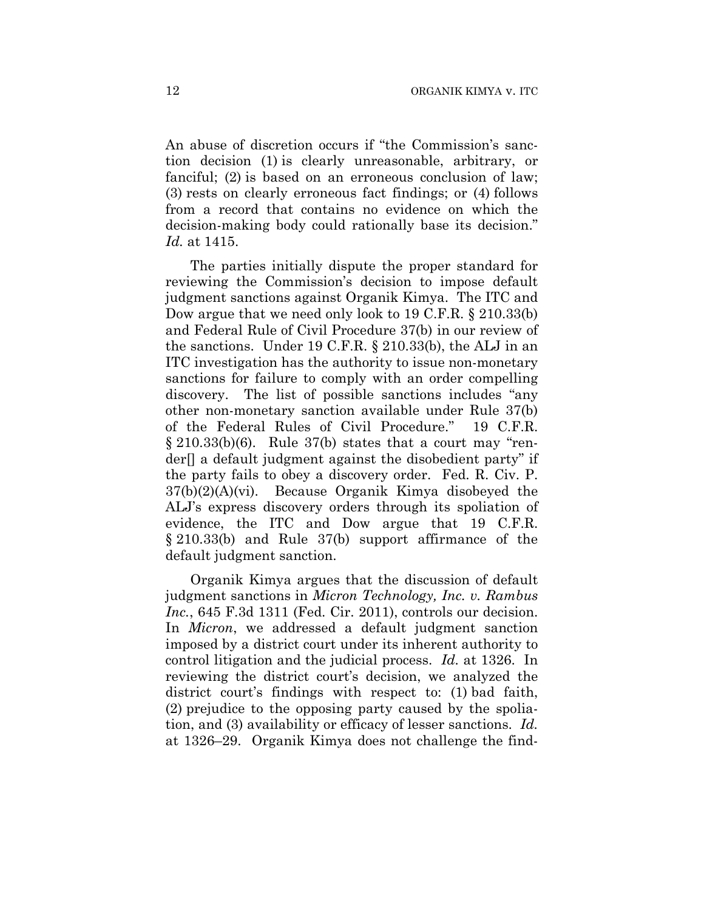An abuse of discretion occurs if "the Commission's sanction decision (1) is clearly unreasonable, arbitrary, or fanciful; (2) is based on an erroneous conclusion of law; (3) rests on clearly erroneous fact findings; or (4) follows from a record that contains no evidence on which the decision-making body could rationally base its decision." *Id.* at 1415.

The parties initially dispute the proper standard for reviewing the Commission's decision to impose default judgment sanctions against Organik Kimya. The ITC and Dow argue that we need only look to 19 C.F.R. § 210.33(b) and Federal Rule of Civil Procedure 37(b) in our review of the sanctions. Under 19 C.F.R. § 210.33(b), the ALJ in an ITC investigation has the authority to issue non-monetary sanctions for failure to comply with an order compelling discovery. The list of possible sanctions includes "any other non-monetary sanction available under Rule 37(b) of the Federal Rules of Civil Procedure." 19 C.F.R. § 210.33(b)(6). Rule 37(b) states that a court may "render[] a default judgment against the disobedient party" if the party fails to obey a discovery order. Fed. R. Civ. P. 37(b)(2)(A)(vi). Because Organik Kimya disobeyed the ALJ's express discovery orders through its spoliation of evidence, the ITC and Dow argue that 19 C.F.R. § 210.33(b) and Rule 37(b) support affirmance of the default judgment sanction.

Organik Kimya argues that the discussion of default judgment sanctions in *Micron Technology, Inc. v. Rambus Inc.*, 645 F.3d 1311 (Fed. Cir. 2011), controls our decision. In *Micron*, we addressed a default judgment sanction imposed by a district court under its inherent authority to control litigation and the judicial process. *Id.* at 1326. In reviewing the district court's decision, we analyzed the district court's findings with respect to: (1) bad faith, (2) prejudice to the opposing party caused by the spoliation, and (3) availability or efficacy of lesser sanctions. *Id.* at 1326–29. Organik Kimya does not challenge the find-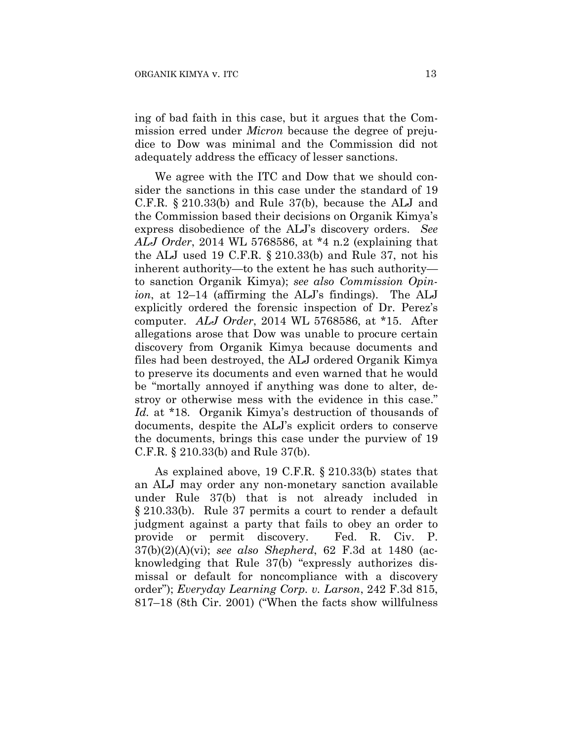ing of bad faith in this case, but it argues that the Commission erred under *Micron* because the degree of prejudice to Dow was minimal and the Commission did not adequately address the efficacy of lesser sanctions.

We agree with the ITC and Dow that we should consider the sanctions in this case under the standard of 19 C.F.R. § 210.33(b) and Rule 37(b), because the ALJ and the Commission based their decisions on Organik Kimya's express disobedience of the ALJ's discovery orders. *See ALJ Order*, 2014 WL 5768586, at *4 n.2 (explaining that the ALJ used 19 C.F.R. § 210.33(b) and Rule 37, not his inherent authority—to the extent he has such authority—to sanction Organik Kimya); *see also Commission Opinion*, at 12–14 (affirming the ALJ's findings). The ALJ explicitly ordered the forensic inspection of Dr. Perez's computer. *ALJ Order*, 2014 WL 5768586, at *15. After allegations arose that Dow was unable to procure certain discovery from Organik Kimya because documents and files had been destroyed, the ALJ ordered Organik Kimya to preserve its documents and even warned that he would be "mortally annoyed if anything was done to alter, destroy or otherwise mess with the evidence in this case." *Id.* at *18. Organik Kimya's destruction of thousands of documents, despite the ALJ's explicit orders to conserve the documents, brings this case under the purview of 19 C.F.R. § 210.33(b) and Rule 37(b).

As explained above, 19 C.F.R. § 210.33(b) states that an ALJ may order any non-monetary sanction available under Rule 37(b) that is not already included in § 210.33(b). Rule 37 permits a court to render a default judgment against a party that fails to obey an order to provide or permit discovery. Fed. R. Civ. P. 37(b)(2)(A)(vi); *see also Shepherd*, 62 F.3d at 1480 (acknowledging that Rule 37(b) "expressly authorizes dismissal or default for noncompliance with a discovery order"); *Everyday Learning Corp. v. Larson*, 242 F.3d 815, 817–18 (8th Cir. 2001) ("When the facts show willfulness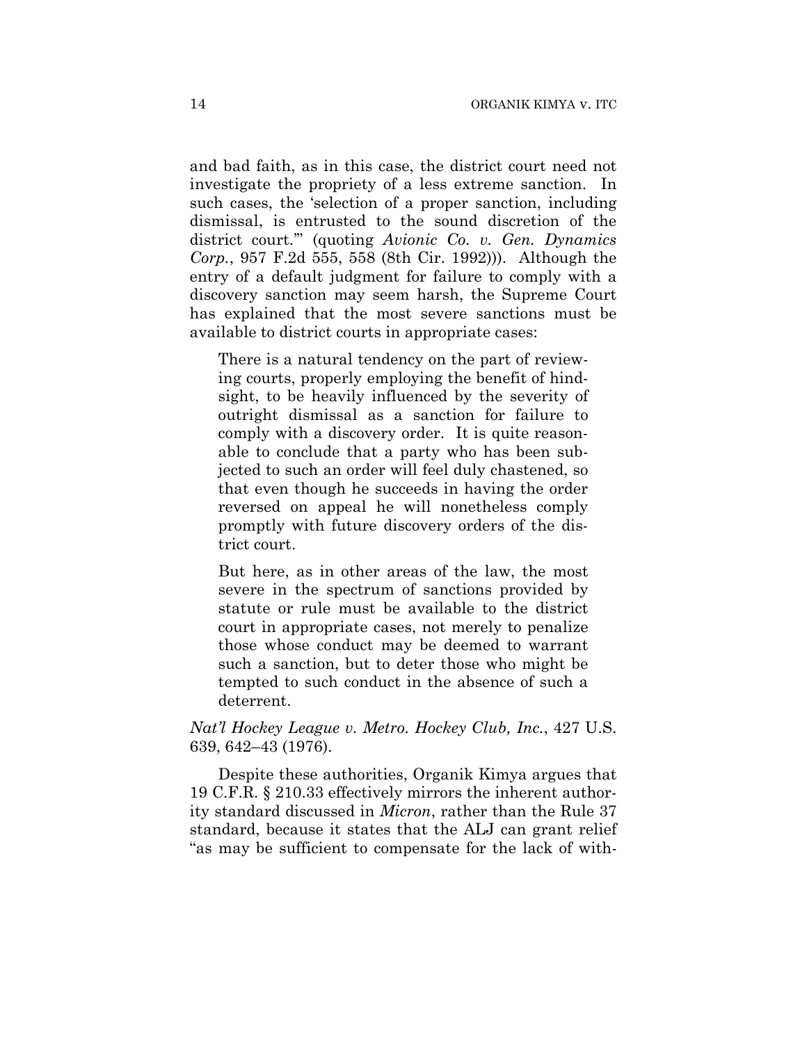and bad faith, as in this case, the district court need not investigate the propriety of a less extreme sanction. In such cases, the 'selection of a proper sanction, including dismissal, is entrusted to the sound discretion of the district court.'" (quoting *Avionic Co. v. Gen. Dynamics Corp.*, 957 F.2d 555, 558 (8th Cir. 1992))). Although the entry of a default judgment for failure to comply with a discovery sanction may seem harsh, the Supreme Court has explained that the most severe sanctions must be available to district courts in appropriate cases:

> There is a natural tendency on the part of reviewing courts, properly employing the benefit of hindsight, to be heavily influenced by the severity of outright dismissal as a sanction for failure to comply with a discovery order. It is quite reasonable to conclude that a party who has been subjected to such an order will feel duly chastened, so that even though he succeeds in having the order reversed on appeal he will nonetheless comply promptly with future discovery orders of the district court.
>
> But here, as in other areas of the law, the most severe in the spectrum of sanctions provided by statute or rule must be available to the district court in appropriate cases, not merely to penalize those whose conduct may be deemed to warrant such a sanction, but to deter those who might be tempted to such conduct in the absence of such a deterrent.

*Nat'l Hockey League v. Metro. Hockey Club, Inc.*, 427 U.S. 639, 642–43 (1976).

Despite these authorities, Organik Kimya argues that 19 C.F.R. § 210.33 effectively mirrors the inherent authority standard discussed in *Micron*, rather than the Rule 37 standard, because it states that the ALJ can grant relief "as may be sufficient to compensate for the lack of with-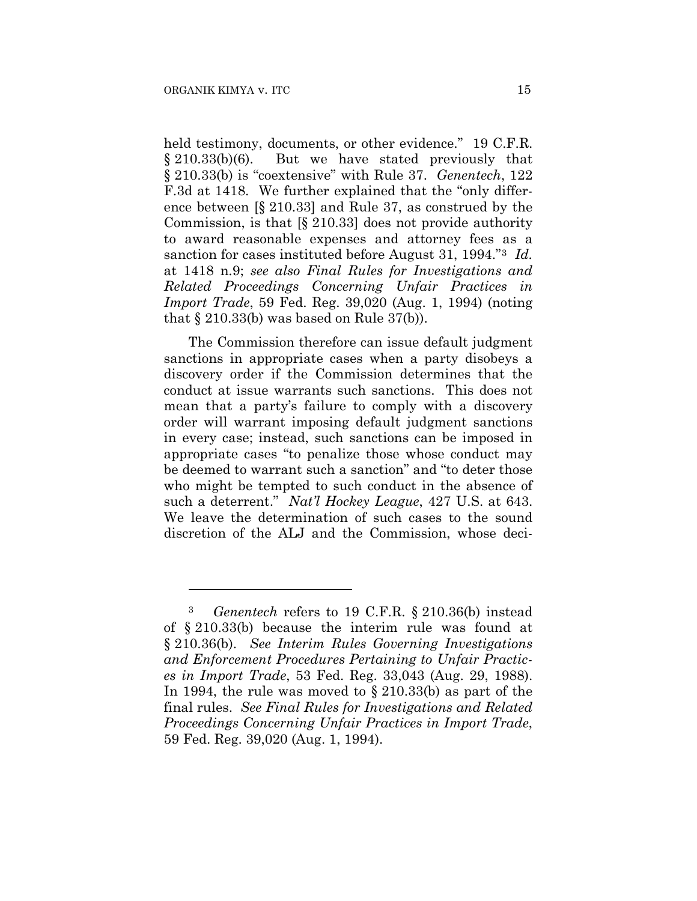held testimony, documents, or other evidence." 19 C.F.R. § 210.33(b)(6). But we have stated previously that § 210.33(b) is "coextensive" with Rule 37. *Genentech*, 122 F.3d at 1418. We further explained that the "only difference between [§ 210.33] and Rule 37, as construed by the Commission, is that [§ 210.33] does not provide authority to award reasonable expenses and attorney fees as a sanction for cases instituted before August 31, 1994."[3] *Id.* at 1418 n.9; *see also Final Rules for Investigations and Related Proceedings Concerning Unfair Practices in Import Trade*, 59 Fed. Reg. 39,020 (Aug. 1, 1994) (noting that § 210.33(b) was based on Rule 37(b)).

The Commission therefore can issue default judgment sanctions in appropriate cases when a party disobeys a discovery order if the Commission determines that the conduct at issue warrants such sanctions. This does not mean that a party's failure to comply with a discovery order will warrant imposing default judgment sanctions in every case; instead, such sanctions can be imposed in appropriate cases "to penalize those whose conduct may be deemed to warrant such a sanction" and "to deter those who might be tempted to such conduct in the absence of such a deterrent." *Nat'l Hockey League*, 427 U.S. at 643. We leave the determination of such cases to the sound discretion of the ALJ and the Commission, whose deci-

---

[3] *Genentech* refers to 19 C.F.R. § 210.36(b) instead of § 210.33(b) because the interim rule was found at § 210.36(b). *See Interim Rules Governing Investigations and Enforcement Procedures Pertaining to Unfair Practices in Import Trade*, 53 Fed. Reg. 33,043 (Aug. 29, 1988). In 1994, the rule was moved to § 210.33(b) as part of the final rules. *See Final Rules for Investigations and Related Proceedings Concerning Unfair Practices in Import Trade*, 59 Fed. Reg. 39,020 (Aug. 1, 1994).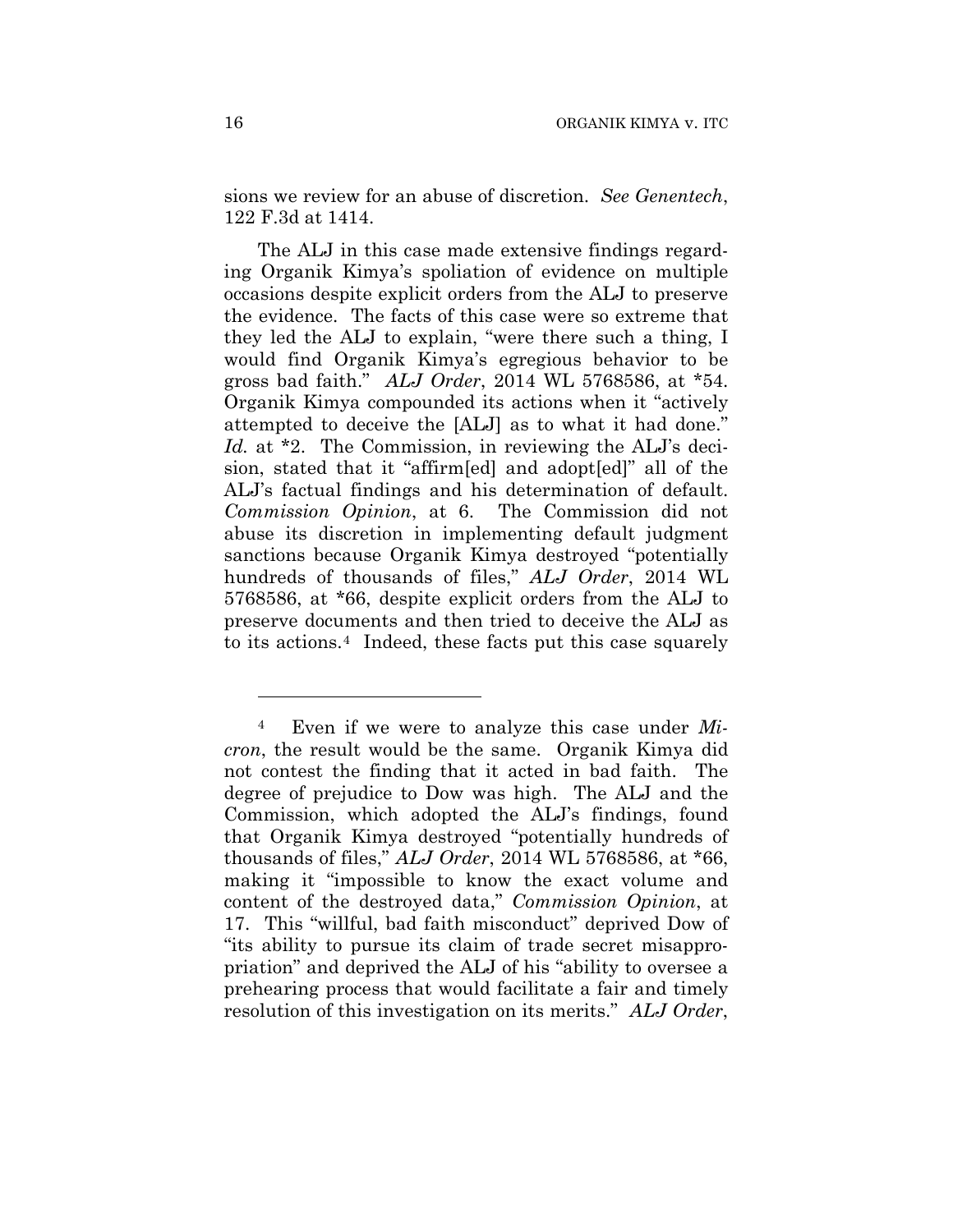sions we review for an abuse of discretion. *See Genentech*, 122 F.3d at 1414.

The ALJ in this case made extensive findings regarding Organik Kimya's spoliation of evidence on multiple occasions despite explicit orders from the ALJ to preserve the evidence. The facts of this case were so extreme that they led the ALJ to explain, "were there such a thing, I would find Organik Kimya's egregious behavior to be gross bad faith." *ALJ Order*, 2014 WL 5768586, at *54. Organik Kimya compounded its actions when it "actively attempted to deceive the [ALJ] as to what it had done." *Id.* at *2. The Commission, in reviewing the ALJ's decision, stated that it "affirm[ed] and adopt[ed]" all of the ALJ's factual findings and his determination of default. *Commission Opinion*, at 6. The Commission did not abuse its discretion in implementing default judgment sanctions because Organik Kimya destroyed "potentially hundreds of thousands of files," *ALJ Order*, 2014 WL 5768586, at *66, despite explicit orders from the ALJ to preserve documents and then tried to deceive the ALJ as to its actions.[4] Indeed, these facts put this case squarely

---

[4] Even if we were to analyze this case under *Micron*, the result would be the same. Organik Kimya did not contest the finding that it acted in bad faith. The degree of prejudice to Dow was high. The ALJ and the Commission, which adopted the ALJ's findings, found that Organik Kimya destroyed "potentially hundreds of thousands of files," *ALJ Order*, 2014 WL 5768586, at *66, making it "impossible to know the exact volume and content of the destroyed data," *Commission Opinion*, at 17. This "willful, bad faith misconduct" deprived Dow of "its ability to pursue its claim of trade secret misappropriation" and deprived the ALJ of his "ability to oversee a prehearing process that would facilitate a fair and timely resolution of this investigation on its merits." *ALJ Order*,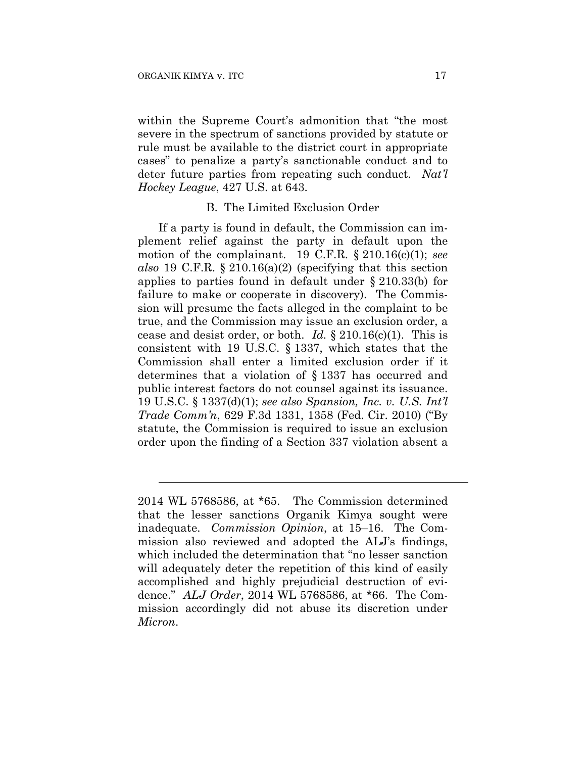within the Supreme Court's admonition that "the most severe in the spectrum of sanctions provided by statute or rule must be available to the district court in appropriate cases" to penalize a party's sanctionable conduct and to deter future parties from repeating such conduct. *Nat'l Hockey League*, 427 U.S. at 643.

## B. The Limited Exclusion Order

If a party is found in default, the Commission can implement relief against the party in default upon the motion of the complainant. 19 C.F.R. § 210.16(c)(1); *see also* 19 C.F.R. § 210.16(a)(2) (specifying that this section applies to parties found in default under § 210.33(b) for failure to make or cooperate in discovery). The Commission will presume the facts alleged in the complaint to be true, and the Commission may issue an exclusion order, a cease and desist order, or both. *Id.* § 210.16(c)(1). This is consistent with 19 U.S.C. § 1337, which states that the Commission shall enter a limited exclusion order if it determines that a violation of § 1337 has occurred and public interest factors do not counsel against its issuance. 19 U.S.C. § 1337(d)(1); *see also Spansion, Inc. v. U.S. Int'l Trade Comm'n*, 629 F.3d 1331, 1358 (Fed. Cir. 2010) ("By statute, the Commission is required to issue an exclusion order upon the finding of a Section 337 violation absent a

---

2014 WL 5768586, at *65. The Commission determined that the lesser sanctions Organik Kimya sought were inadequate. *Commission Opinion*, at 15–16. The Commission also reviewed and adopted the ALJ's findings, which included the determination that "no lesser sanction will adequately deter the repetition of this kind of easily accomplished and highly prejudicial destruction of evidence." *ALJ Order*, 2014 WL 5768586, at *66. The Commission accordingly did not abuse its discretion under *Micron*.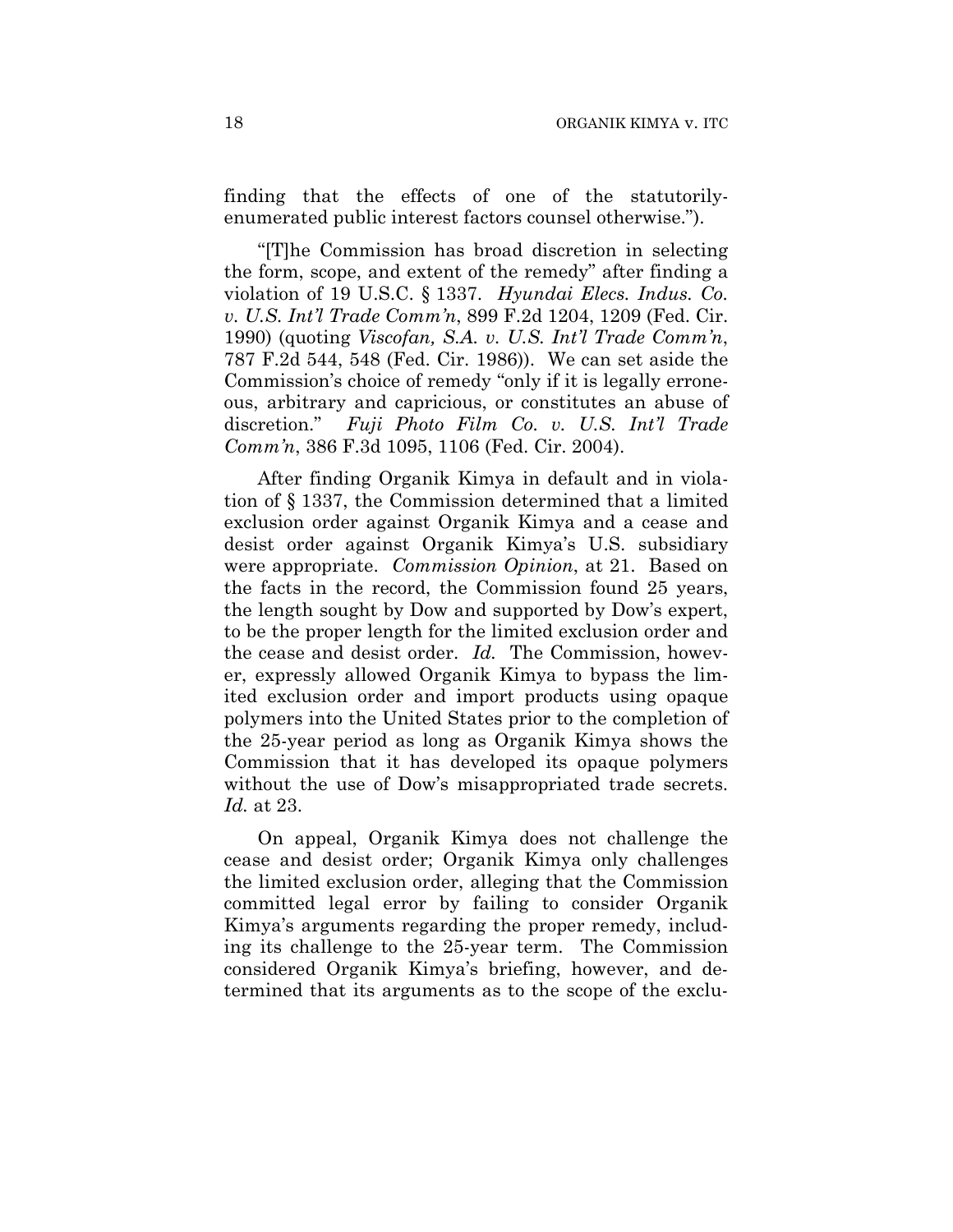finding that the effects of one of the statutorily-enumerated public interest factors counsel otherwise.").

"[T]he Commission has broad discretion in selecting the form, scope, and extent of the remedy" after finding a violation of 19 U.S.C. § 1337. *Hyundai Elecs. Indus. Co. v. U.S. Int'l Trade Comm'n*, 899 F.2d 1204, 1209 (Fed. Cir. 1990) (quoting *Viscofan, S.A. v. U.S. Int'l Trade Comm'n*, 787 F.2d 544, 548 (Fed. Cir. 1986)). We can set aside the Commission's choice of remedy "only if it is legally erroneous, arbitrary and capricious, or constitutes an abuse of discretion." *Fuji Photo Film Co. v. U.S. Int'l Trade Comm'n*, 386 F.3d 1095, 1106 (Fed. Cir. 2004).

After finding Organik Kimya in default and in violation of § 1337, the Commission determined that a limited exclusion order against Organik Kimya and a cease and desist order against Organik Kimya's U.S. subsidiary were appropriate. *Commission Opinion*, at 21. Based on the facts in the record, the Commission found 25 years, the length sought by Dow and supported by Dow's expert, to be the proper length for the limited exclusion order and the cease and desist order. *Id.* The Commission, however, expressly allowed Organik Kimya to bypass the limited exclusion order and import products using opaque polymers into the United States prior to the completion of the 25-year period as long as Organik Kimya shows the Commission that it has developed its opaque polymers without the use of Dow's misappropriated trade secrets. *Id.* at 23.

On appeal, Organik Kimya does not challenge the cease and desist order; Organik Kimya only challenges the limited exclusion order, alleging that the Commission committed legal error by failing to consider Organik Kimya's arguments regarding the proper remedy, including its challenge to the 25-year term. The Commission considered Organik Kimya's briefing, however, and determined that its arguments as to the scope of the exclu-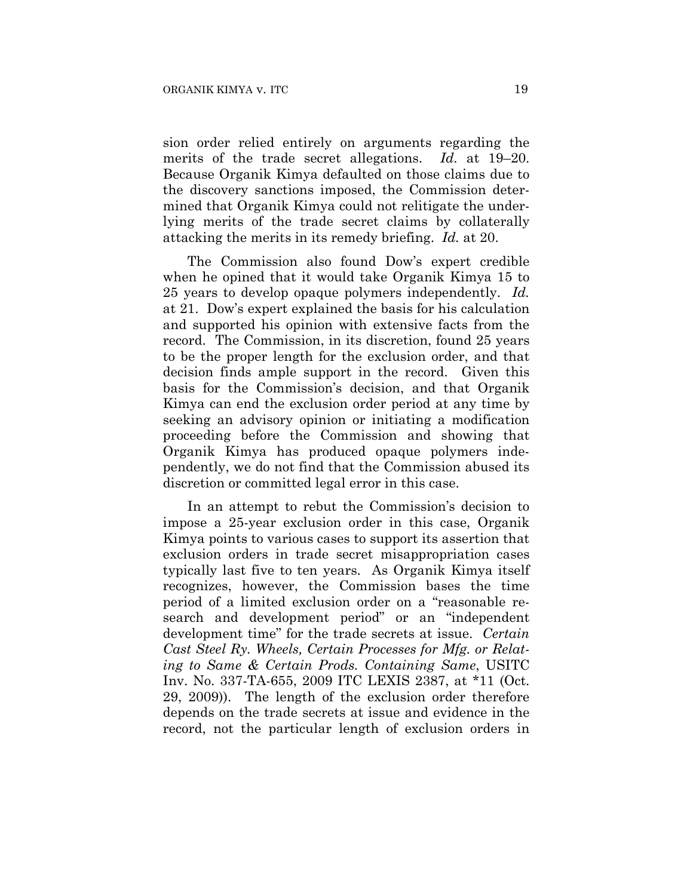sion order relied entirely on arguments regarding the merits of the trade secret allegations. *Id.* at 19–20. Because Organik Kimya defaulted on those claims due to the discovery sanctions imposed, the Commission determined that Organik Kimya could not relitigate the underlying merits of the trade secret claims by collaterally attacking the merits in its remedy briefing. *Id.* at 20.

The Commission also found Dow's expert credible when he opined that it would take Organik Kimya 15 to 25 years to develop opaque polymers independently. *Id.* at 21. Dow's expert explained the basis for his calculation and supported his opinion with extensive facts from the record. The Commission, in its discretion, found 25 years to be the proper length for the exclusion order, and that decision finds ample support in the record. Given this basis for the Commission's decision, and that Organik Kimya can end the exclusion order period at any time by seeking an advisory opinion or initiating a modification proceeding before the Commission and showing that Organik Kimya has produced opaque polymers independently, we do not find that the Commission abused its discretion or committed legal error in this case.

In an attempt to rebut the Commission's decision to impose a 25-year exclusion order in this case, Organik Kimya points to various cases to support its assertion that exclusion orders in trade secret misappropriation cases typically last five to ten years. As Organik Kimya itself recognizes, however, the Commission bases the time period of a limited exclusion order on a "reasonable research and development period" or an "independent development time" for the trade secrets at issue. *Certain Cast Steel Ry. Wheels, Certain Processes for Mfg. or Relating to Same & Certain Prods. Containing Same*, USITC Inv. No. 337-TA-655, 2009 ITC LEXIS 2387, at *11 (Oct. 29, 2009)). The length of the exclusion order therefore depends on the trade secrets at issue and evidence in the record, not the particular length of exclusion orders in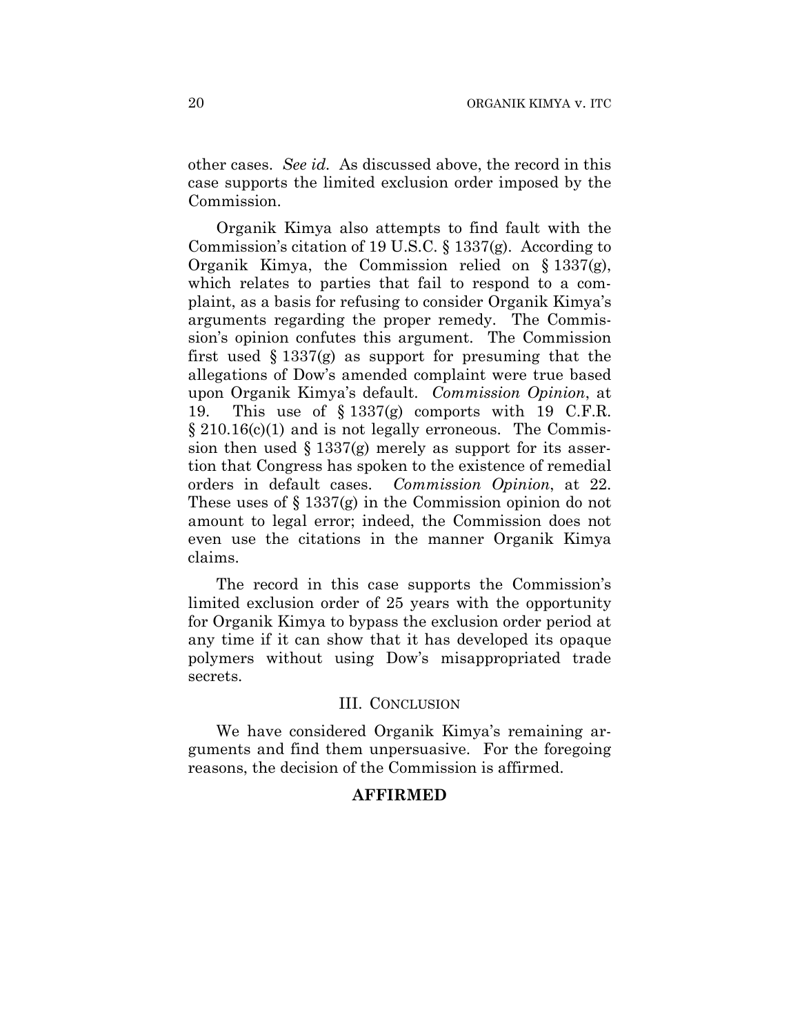other cases. *See id.* As discussed above, the record in this case supports the limited exclusion order imposed by the Commission.

Organik Kimya also attempts to find fault with the Commission's citation of 19 U.S.C. § 1337(g). According to Organik Kimya, the Commission relied on § 1337(g), which relates to parties that fail to respond to a complaint, as a basis for refusing to consider Organik Kimya's arguments regarding the proper remedy. The Commission's opinion confutes this argument. The Commission first used § 1337(g) as support for presuming that the allegations of Dow's amended complaint were true based upon Organik Kimya's default. *Commission Opinion*, at 19. This use of § 1337(g) comports with 19 C.F.R. § 210.16(c)(1) and is not legally erroneous. The Commission then used § 1337(g) merely as support for its assertion that Congress has spoken to the existence of remedial orders in default cases. *Commission Opinion*, at 22. These uses of § 1337(g) in the Commission opinion do not amount to legal error; indeed, the Commission does not even use the citations in the manner Organik Kimya claims.

The record in this case supports the Commission's limited exclusion order of 25 years with the opportunity for Organik Kimya to bypass the exclusion order period at any time if it can show that it has developed its opaque polymers without using Dow's misappropriated trade secrets.

## III. Conclusion

We have considered Organik Kimya's remaining arguments and find them unpersuasive. For the foregoing reasons, the decision of the Commission is affirmed.

**AFFIRMED**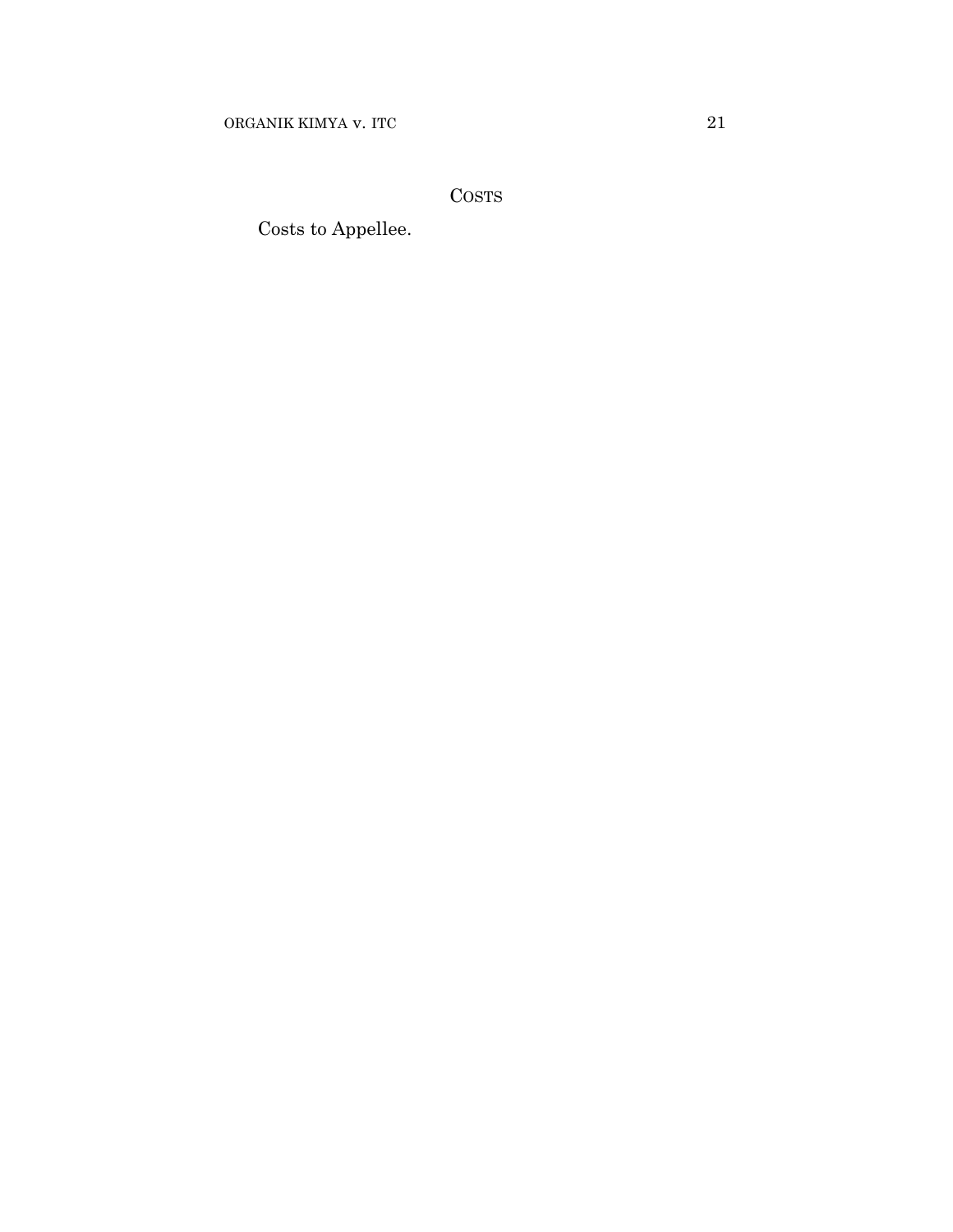## Costs

Costs to Appellee.